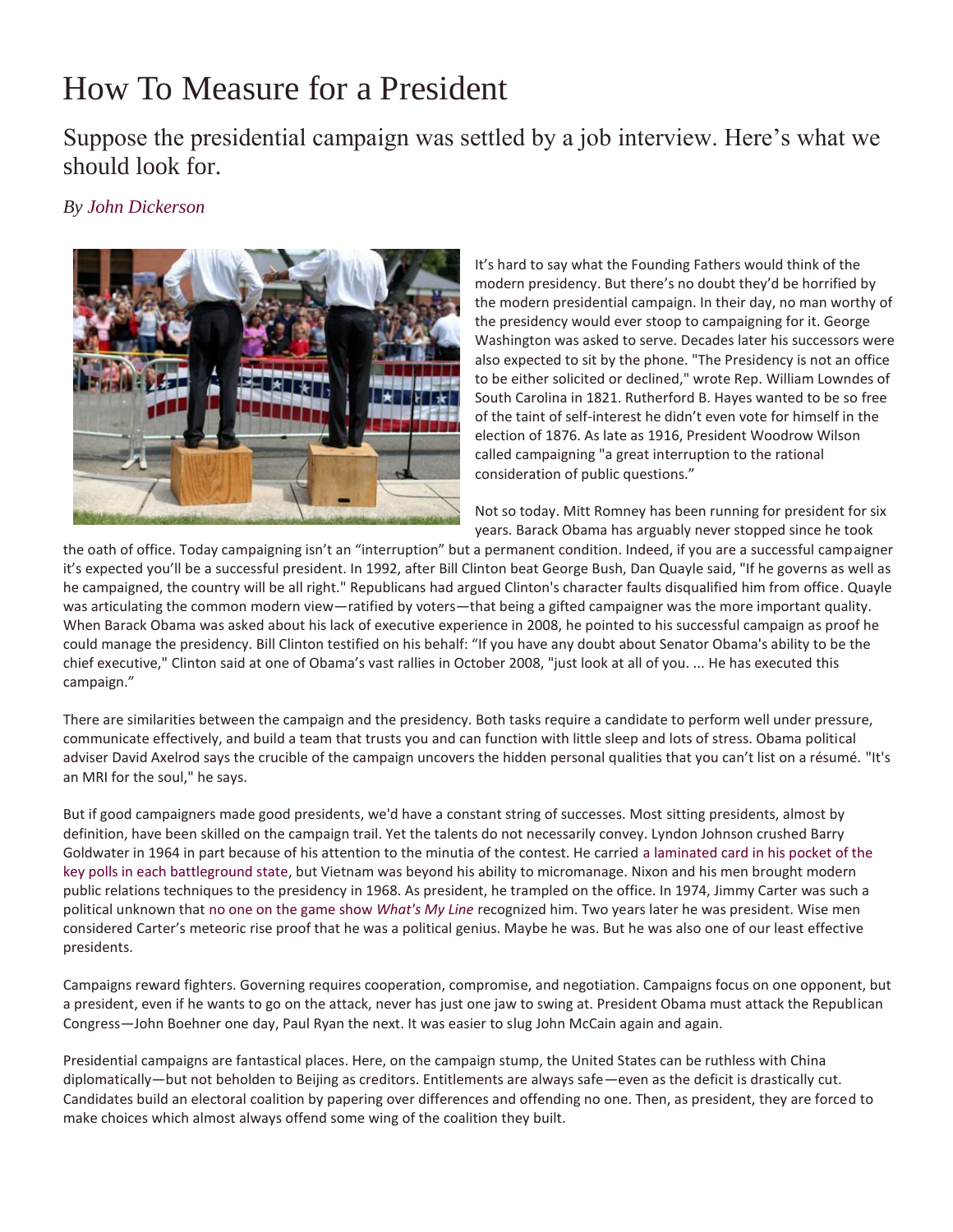# How To Measure for a President

## Suppose the presidential campaign was settled by a job interview. Here's what we should look for.

*By John Dickerson*

It's hard to say what the Founding Fathers would think of the modern presidency. But there's no doubt they'd be horrified by the modern presidential campaign. In their day, no man worthy of the presidency would ever stoop to campaigning for it. George Washington was asked to serve. Decades later his successors were also expected to sit by the phone. "The Presidency is not an office to be either solicited or declined," wrote Rep. William Lowndes of South Carolina in 1821. Rutherford B. Hayes wanted to be so free of the taint of self-interest he didn't even vote for himself in the election of 1876. As late as 1916, President Woodrow Wilson called campaigning "a great interruption to the rational consideration of public questions."

Not so today. Mitt Romney has been running for president for six years. Barack Obama has arguably never stopped since he took the oath of office. Today campaigning isn't an "interruption" but a permanent condition. Indeed, if you are a successful campaigner it's expected you'll be a successful president. In 1992, after Bill Clinton beat George Bush, Dan Quayle said, "If he governs as well as he campaigned, the country will be all right." Republicans had argued Clinton's character faults disqualified him from office. Quayle was articulating the common modern view—ratified by voters—that being a gifted campaigner was the more important quality. When Barack Obama was asked about his lack of executive experience in 2008, he pointed to his successful campaign as proof he could manage the presidency. Bill Clinton testified on his behalf: "If you have any doubt about Senator Obama's ability to be the chief executive," Clinton said at one of Obama's vast rallies in October 2008, "just look at all of you. ... He has executed this campaign."

There are similarities between the campaign and the presidency. Both tasks require a candidate to perform well under pressure, communicate effectively, and build a team that trusts you and can function with little sleep and lots of stress. Obama political adviser David Axelrod says the crucible of the campaign uncovers the hidden personal qualities that you can't list on a résumé. "It's an MRI for the soul," he says.

But if good campaigners made good presidents, we'd have a constant string of successes. Most sitting presidents, almost by definition, have been skilled on the campaign trail. Yet the talents do not necessarily convey. Lyndon Johnson crushed Barry Goldwater in 1964 in part because of his attention to the minutia of the contest. He carried a laminated card in his pocket of the key polls in each battleground state, but Vietnam was beyond his ability to micromanage. Nixon and his men brought modern public relations techniques to the presidency in 1968. As president, he trampled on the office. In 1974, Jimmy Carter was such a political unknown that no one on the game show *What's My Line* recognized him. Two years later he was president. Wise men considered Carter's meteoric rise proof that he was a political genius. Maybe he was. But he was also one of our least effective presidents.

Campaigns reward fighters. Governing requires cooperation, compromise, and negotiation. Campaigns focus on one opponent, but a president, even if he wants to go on the attack, never has just one jaw to swing at. President Obama must attack the Republican Congress—John Boehner one day, Paul Ryan the next. It was easier to slug John McCain again and again.

Presidential campaigns are fantastical places. Here, on the campaign stump, the United States can be ruthless with China diplomatically—but not beholden to Beijing as creditors. Entitlements are always safe—even as the deficit is drastically cut. Candidates build an electoral coalition by papering over differences and offending no one. Then, as president, they are forced to make choices which almost always offend some wing of the coalition they built.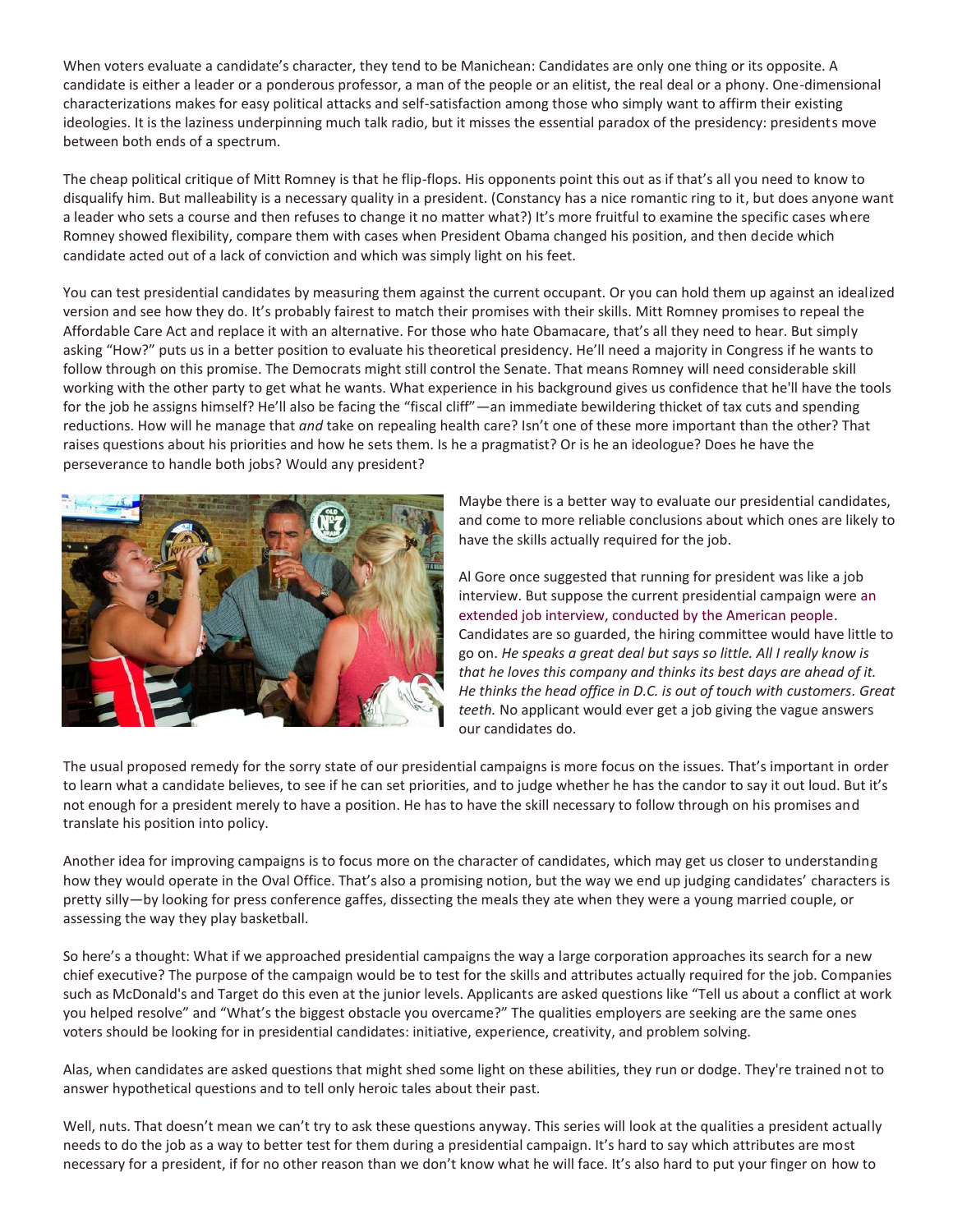When voters evaluate a candidate's character, they tend to be Manichean: Candidates are only one thing or its opposite. A candidate is either a leader or a ponderous professor, a man of the people or an elitist, the real deal or a phony. One-dimensional characterizations makes for easy political attacks and self-satisfaction among those who simply want to affirm their existing ideologies. It is the laziness underpinning much talk radio, but it misses the essential paradox of the presidency: presidents move between both ends of a spectrum.

The cheap political critique of Mitt Romney is that he flip-flops. His opponents point this out as if that's all you need to know to disqualify him. But malleability is a necessary quality in a president. (Constancy has a nice romantic ring to it, but does anyone want a leader who sets a course and then refuses to change it no matter what?) It's more fruitful to examine the specific cases where Romney showed flexibility, compare them with cases when President Obama changed his position, and then decide which candidate acted out of a lack of conviction and which was simply light on his feet.

You can test presidential candidates by measuring them against the current occupant. Or you can hold them up against an idealized version and see how they do. It's probably fairest to match their promises with their skills. Mitt Romney promises to repeal the Affordable Care Act and replace it with an alternative. For those who hate Obamacare, that's all they need to hear. But simply asking "How?" puts us in a better position to evaluate his theoretical presidency. He'll need a majority in Congress if he wants to follow through on this promise. The Democrats might still control the Senate. That means Romney will need considerable skill working with the other party to get what he wants. What experience in his background gives us confidence that he'll have the tools for the job he assigns himself? He'll also be facing the "fiscal cliff"—an immediate bewildering thicket of tax cuts and spending reductions. How will he manage that *and* take on repealing health care? Isn't one of these more important than the other? That raises questions about his priorities and how he sets them. Is he a pragmatist? Or is he an ideologue? Does he have the perseverance to handle both jobs? Would any president?

Maybe there is a better way to evaluate our presidential candidates, and come to more reliable conclusions about which ones are likely to have the skills actually required for the job.

Al Gore once suggested that running for president was like a job interview. But suppose the current presidential campaign were an extended job interview, conducted by the American people. Candidates are so guarded, the hiring committee would have little to go on. *He speaks a great deal but says so little. All I really know is that he loves this company and thinks its best days are ahead of it. He thinks the head office in D.C. is out of touch with customers. Great teeth.* No applicant would ever get a job giving the vague answers our candidates do.

The usual proposed remedy for the sorry state of our presidential campaigns is more focus on the issues. That's important in order to learn what a candidate believes, to see if he can set priorities, and to judge whether he has the candor to say it out loud. But it's not enough for a president merely to have a position. He has to have the skill necessary to follow through on his promises and translate his position into policy.

Another idea for improving campaigns is to focus more on the character of candidates, which may get us closer to understanding how they would operate in the Oval Office. That's also a promising notion, but the way we end up judging candidates' characters is pretty silly—by looking for press conference gaffes, dissecting the meals they ate when they were a young married couple, or assessing the way they play basketball.

So here's a thought: What if we approached presidential campaigns the way a large corporation approaches its search for a new chief executive? The purpose of the campaign would be to test for the skills and attributes actually required for the job. Companies such as McDonald's and Target do this even at the junior levels. Applicants are asked questions like "Tell us about a conflict at work you helped resolve" and "What's the biggest obstacle you overcame?" The qualities employers are seeking are the same ones voters should be looking for in presidential candidates: initiative, experience, creativity, and problem solving.

Alas, when candidates are asked questions that might shed some light on these abilities, they run or dodge. They're trained not to answer hypothetical questions and to tell only heroic tales about their past.

Well, nuts. That doesn't mean we can't try to ask these questions anyway. This series will look at the qualities a president actually needs to do the job as a way to better test for them during a presidential campaign. It's hard to say which attributes are most necessary for a president, if for no other reason than we don't know what he will face. It's also hard to put your finger on how to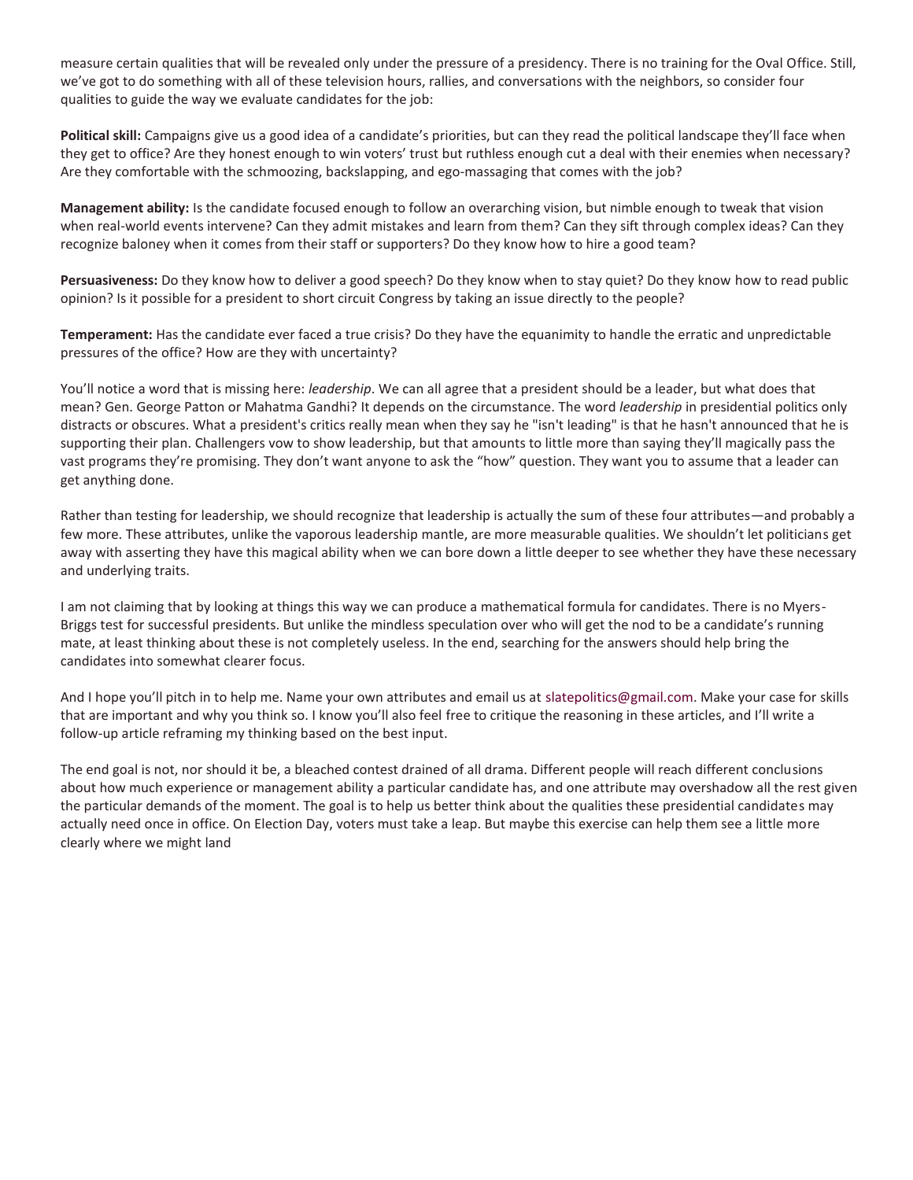measure certain qualities that will be revealed only under the pressure of a presidency. There is no training for the Oval Office. Still, we've got to do something with all of these television hours, rallies, and conversations with the neighbors, so consider four qualities to guide the way we evaluate candidates for the job:

**Political skill:** Campaigns give us a good idea of a candidate's priorities, but can they read the political landscape they'll face when they get to office? Are they honest enough to win voters' trust but ruthless enough cut a deal with their enemies when necessary? Are they comfortable with the schmoozing, backslapping, and ego-massaging that comes with the job?

**Management ability:** Is the candidate focused enough to follow an overarching vision, but nimble enough to tweak that vision when real-world events intervene? Can they admit mistakes and learn from them? Can they sift through complex ideas? Can they recognize baloney when it comes from their staff or supporters? Do they know how to hire a good team?

**Persuasiveness:** Do they know how to deliver a good speech? Do they know when to stay quiet? Do they know how to read public opinion? Is it possible for a president to short circuit Congress by taking an issue directly to the people?

**Temperament:** Has the candidate ever faced a true crisis? Do they have the equanimity to handle the erratic and unpredictable pressures of the office? How are they with uncertainty?

You'll notice a word that is missing here: *leadership*. We can all agree that a president should be a leader, but what does that mean? Gen. George Patton or Mahatma Gandhi? It depends on the circumstance. The word *leadership* in presidential politics only distracts or obscures. What a president's critics really mean when they say he "isn't leading" is that he hasn't announced that he is supporting their plan. Challengers vow to show leadership, but that amounts to little more than saying they'll magically pass the vast programs they're promising. They don't want anyone to ask the "how" question. They want you to assume that a leader can get anything done.

Rather than testing for leadership, we should recognize that leadership is actually the sum of these four attributes—and probably a few more. These attributes, unlike the vaporous leadership mantle, are more measurable qualities. We shouldn't let politicians get away with asserting they have this magical ability when we can bore down a little deeper to see whether they have these necessary and underlying traits.

I am not claiming that by looking at things this way we can produce a mathematical formula for candidates. There is no Myers-Briggs test for successful presidents. But unlike the mindless speculation over who will get the nod to be a candidate's running mate, at least thinking about these is not completely useless. In the end, searching for the answers should help bring the candidates into somewhat clearer focus.

And I hope you'll pitch in to help me. Name your own attributes and email us at slatepolitics@gmail.com. Make your case for skills that are important and why you think so. I know you'll also feel free to critique the reasoning in these articles, and I'll write a follow-up article reframing my thinking based on the best input.

The end goal is not, nor should it be, a bleached contest drained of all drama. Different people will reach different conclusions about how much experience or management ability a particular candidate has, and one attribute may overshadow all the rest given the particular demands of the moment. The goal is to help us better think about the qualities these presidential candidates may actually need once in office. On Election Day, voters must take a leap. But maybe this exercise can help them see a little more clearly where we might land